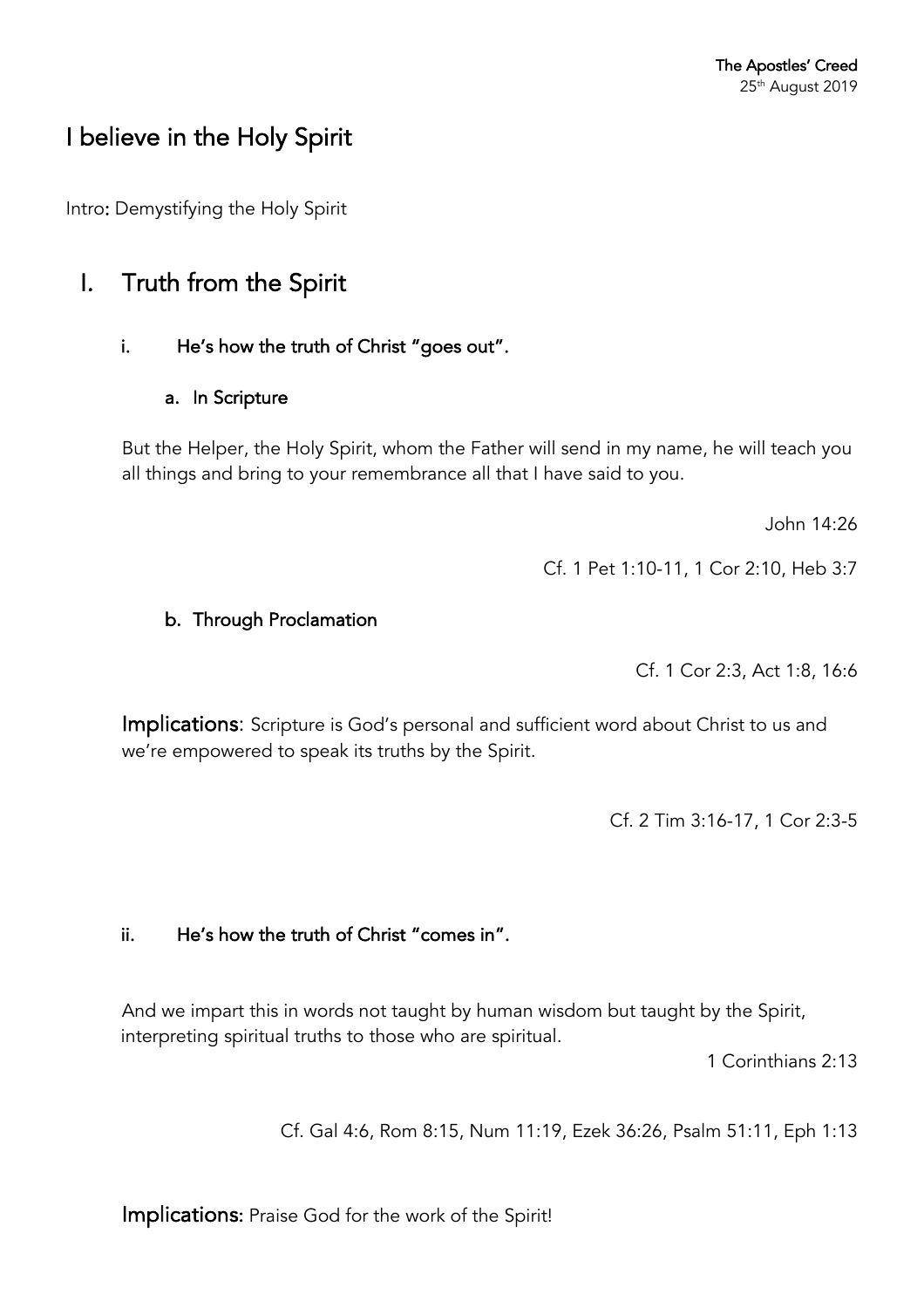**The Apostles' Creed**
25th August 2019

# I believe in the Holy Spirit

Intro: Demystifying the Holy Spirit

## I. Truth from the Spirit

### i. He's how the truth of Christ "goes out".

#### a. In Scripture

But the Helper, the Holy Spirit, whom the Father will send in my name, he will teach you all things and bring to your remembrance all that I have said to you.

John 14:26

Cf. 1 Pet 1:10-11, 1 Cor 2:10, Heb 3:7

#### b. Through Proclamation

Cf. 1 Cor 2:3, Act 1:8, 16:6

**Implications**: Scripture is God's personal and sufficient word about Christ to us and we're empowered to speak its truths by the Spirit.

Cf. 2 Tim 3:16-17, 1 Cor 2:3-5

### ii. He's how the truth of Christ "comes in".

And we impart this in words not taught by human wisdom but taught by the Spirit, interpreting spiritual truths to those who are spiritual.

1 Corinthians 2:13

Cf. Gal 4:6, Rom 8:15, Num 11:19, Ezek 36:26, Psalm 51:11, Eph 1:13

**Implications:** Praise God for the work of the Spirit!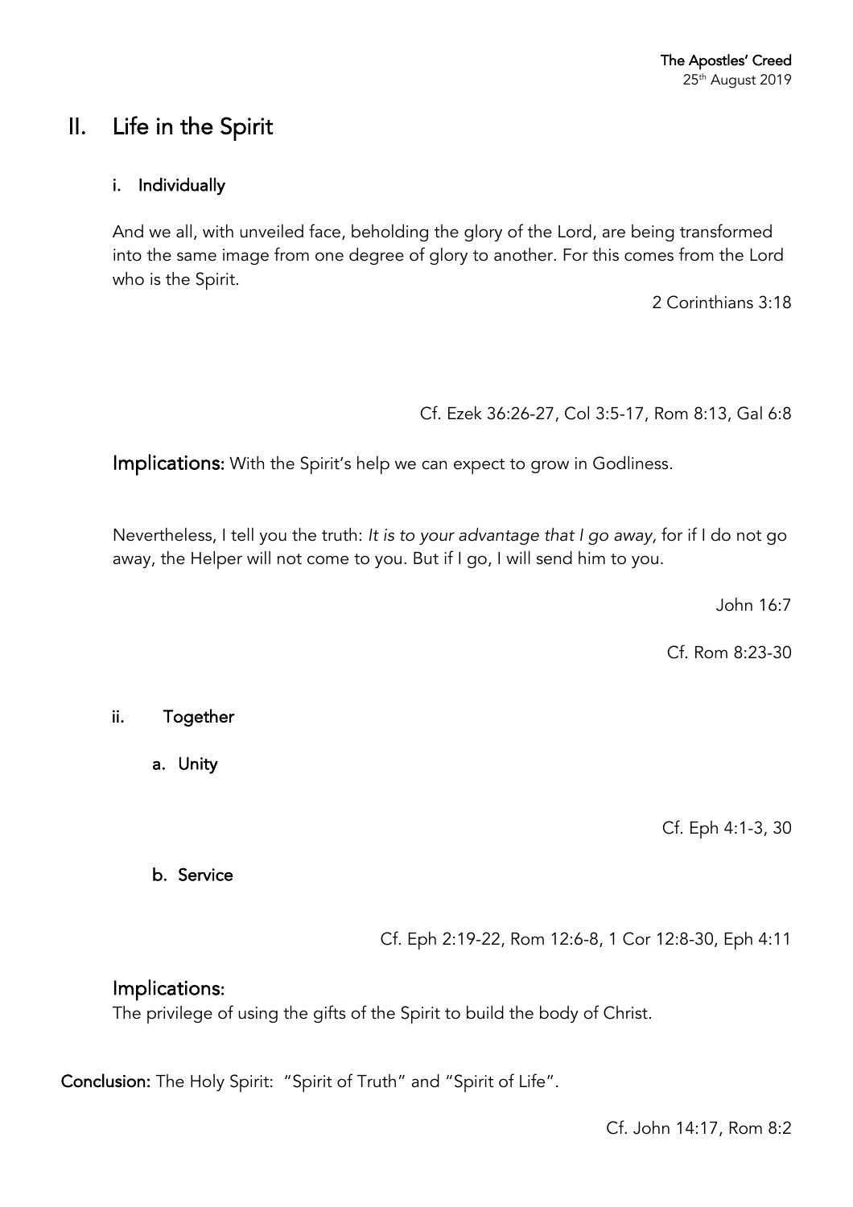## II. Life in the Spirit

### i. Individually

And we all, with unveiled face, beholding the glory of the Lord, are being transformed into the same image from one degree of glory to another. For this comes from the Lord who is the Spirit.

2 Corinthians 3:18

Cf. Ezek 36:26-27, Col 3:5-17, Rom 8:13, Gal 6:8

**Implications:** With the Spirit's help we can expect to grow in Godliness.

Nevertheless, I tell you the truth: *It is to your advantage that I go away*, for if I do not go away, the Helper will not come to you. But if I go, I will send him to you.

John 16:7

Cf. Rom 8:23-30

### ii. Together

#### a. Unity

Cf. Eph 4:1-3, 30

#### b. Service

Cf. Eph 2:19-22, Rom 12:6-8, 1 Cor 12:8-30, Eph 4:11

**Implications:**

The privilege of using the gifts of the Spirit to build the body of Christ.

**Conclusion:** The Holy Spirit: "Spirit of Truth" and "Spirit of Life".

Cf. John 14:17, Rom 8:2